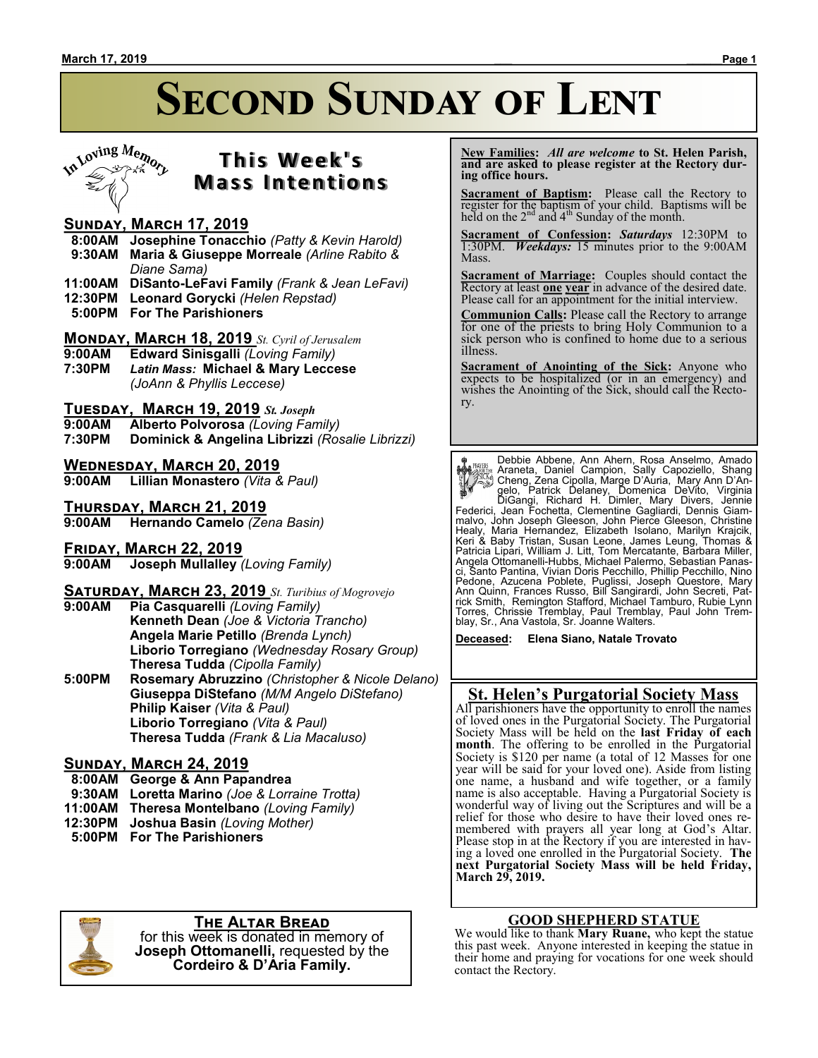# Second Sunday of Lent

## This Week's Mass Intentions

### Sunday, March 17, 2019

- **8:00AM** **Josephine Tonacchio** *(Patty & Kevin Harold)*
- **9:30AM** **Maria & Giuseppe Morreale** *(Arline Rabito & Diane Sama)*
- **11:00AM** **DiSanto-LeFavi Family** *(Frank & Jean LeFavi)*
- **12:30PM** **Leonard Gorycki** *(Helen Repstad)*
- **5:00PM** **For The Parishioners**

### Monday, March 18, 2019 *St. Cyril of Jerusalem*

- **9:00AM** **Edward Sinisgalli** *(Loving Family)*
- **7:30PM** ***Latin Mass:*** **Michael & Mary Leccese** *(JoAnn & Phyllis Leccese)*

### Tuesday, March 19, 2019 *St. Joseph*

- **9:00AM** **Alberto Polvorosa** *(Loving Family)*
- **7:30PM** **Dominick & Angelina Librizzi** *(Rosalie Librizzi)*

### Wednesday, March 20, 2019

- **9:00AM** **Lillian Monastero** *(Vita & Paul)*

### Thursday, March 21, 2019

- **9:00AM** **Hernando Camelo** *(Zena Basin)*

### Friday, March 22, 2019

- **9:00AM** **Joseph Mullalley** *(Loving Family)*

### Saturday, March 23, 2019 *St. Turibius of Mogrovejo*

- **9:00AM** **Pia Casquarelli** *(Loving Family)*
  **Kenneth Dean** *(Joe & Victoria Trancho)*
  **Angela Marie Petillo** *(Brenda Lynch)*
  **Liborio Torregiano** *(Wednesday Rosary Group)*
  **Theresa Tudda** *(Cipolla Family)*
- **5:00PM** **Rosemary Abruzzino** *(Christopher & Nicole Delano)*
  **Giuseppa DiStefano** *(M/M Angelo DiStefano)*
  **Philip Kaiser** *(Vita & Paul)*
  **Liborio Torregiano** *(Vita & Paul)*
  **Theresa Tudda** *(Frank & Lia Macaluso)*

### Sunday, March 24, 2019

- **8:00AM** **George & Ann Papandrea**
- **9:30AM** **Loretta Marino** *(Joe & Lorraine Trotta)*
- **11:00AM** **Theresa Montelbano** *(Loving Family)*
- **12:30PM** **Joshua Basin** *(Loving Mother)*
- **5:00PM** **For The Parishioners**

## The Altar Bread

for this week is donated in memory of **Joseph Ottomanelli,** requested by the **Cordeiro & D'Aria Family.**

---

**New Families:** ***All are welcome*** **to St. Helen Parish, and are asked to please register at the Rectory during office hours.**

**Sacrament of Baptism:** Please call the Rectory to register for the baptism of your child. Baptisms will be held on the 2nd and 4th Sunday of the month.

**Sacrament of Confession:** ***Saturdays*** 12:30PM to 1:30PM. ***Weekdays:*** 15 minutes prior to the 9:00AM Mass.

**Sacrament of Marriage:** Couples should contact the Rectory at least **one year** in advance of the desired date. Please call for an appointment for the initial interview.

**Communion Calls:** Please call the Rectory to arrange for one of the priests to bring Holy Communion to a sick person who is confined to home due to a serious illness.

**Sacrament of Anointing of the Sick:** Anyone who expects to be hospitalized (or in an emergency) and wishes the Anointing of the Sick, should call the Rectory.

---

Debbie Abbene, Ann Ahern, Rosa Anselmo, Amado Araneta, Daniel Campion, Sally Capoziello, Shang Cheng, Zena Cipolla, Marge D'Auria, Mary Ann D'Angelo, Patrick Delaney, Domenica DeVito, Virginia DiGangi, Richard H. Dimler, Mary Divers, Jennie Federici, Jean Fochetta, Clementine Gagliardi, Dennis Giammalvo, John Joseph Gleeson, John Pierce Gleeson, Christine Healy, Maria Hernandez, Elizabeth Isolano, Marilyn Krajcik, Keri & Baby Tristan, Susan Leone, James Leung, Thomas & Patricia Lipari, William J. Litt, Tom Mercatante, Barbara Miller, Angela Ottomanelli-Hubbs, Michael Palermo, Sebastian Panasci, Santo Pantina, Vivian Doris Pecchillo, Phillip Pecchillo, Nino Pedone, Azucena Poblete, Puglissi, Joseph Questore, Mary Ann Quinn, Frances Russo, Bill Sangirardi, John Secreti, Patrick Smith, Remington Stafford, Michael Tamburo, Rubie Lynn Torres, Chrissie Tremblay, Paul Tremblay, Paul John Tremblay, Sr., Ana Vastola, Sr. Joanne Walters.

**Deceased: Elena Siano, Natale Trovato**

## St. Helen's Purgatorial Society Mass

All parishioners have the opportunity to enroll the names of loved ones in the Purgatorial Society. The Purgatorial Society Mass will be held on the **last Friday of each month**. The offering to be enrolled in the Purgatorial Society is $120 per name (a total of 12 Masses for one year will be said for your loved one). Aside from listing one name, a husband and wife together, or a family name is also acceptable. Having a Purgatorial Society is wonderful way of living out the Scriptures and will be a relief for those who desire to have their loved ones remembered with prayers all year long at God's Altar. Please stop in at the Rectory if you are interested in having a loved one enrolled in the Purgatorial Society. **The next Purgatorial Society Mass will be held Friday, March 29, 2019.**

## GOOD SHEPHERD STATUE

We would like to thank **Mary Ruane,** who kept the statue this past week. Anyone interested in keeping the statue in their home and praying for vocations for one week should contact the Rectory.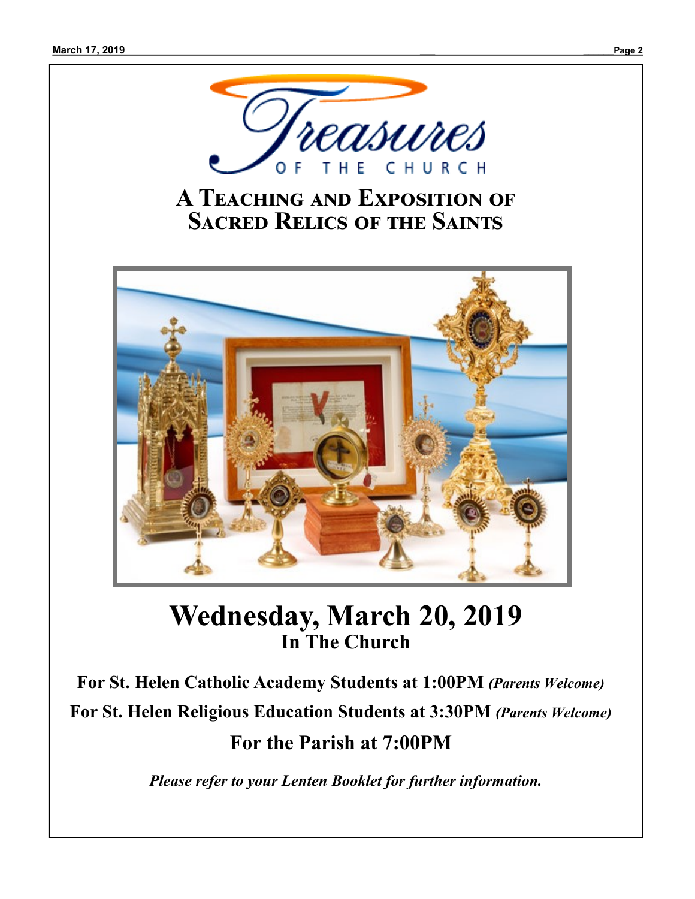# Treasures OF THE CHURCH

## A Teaching and Exposition of Sacred Relics of the Saints

# Wednesday, March 20, 2019

## In The Church

**For St. Helen Catholic Academy Students at 1:00PM** ***(Parents Welcome)***

**For St. Helen Religious Education Students at 3:30PM** ***(Parents Welcome)***

**For the Parish at 7:00PM**

***Please refer to your Lenten Booklet for further information.***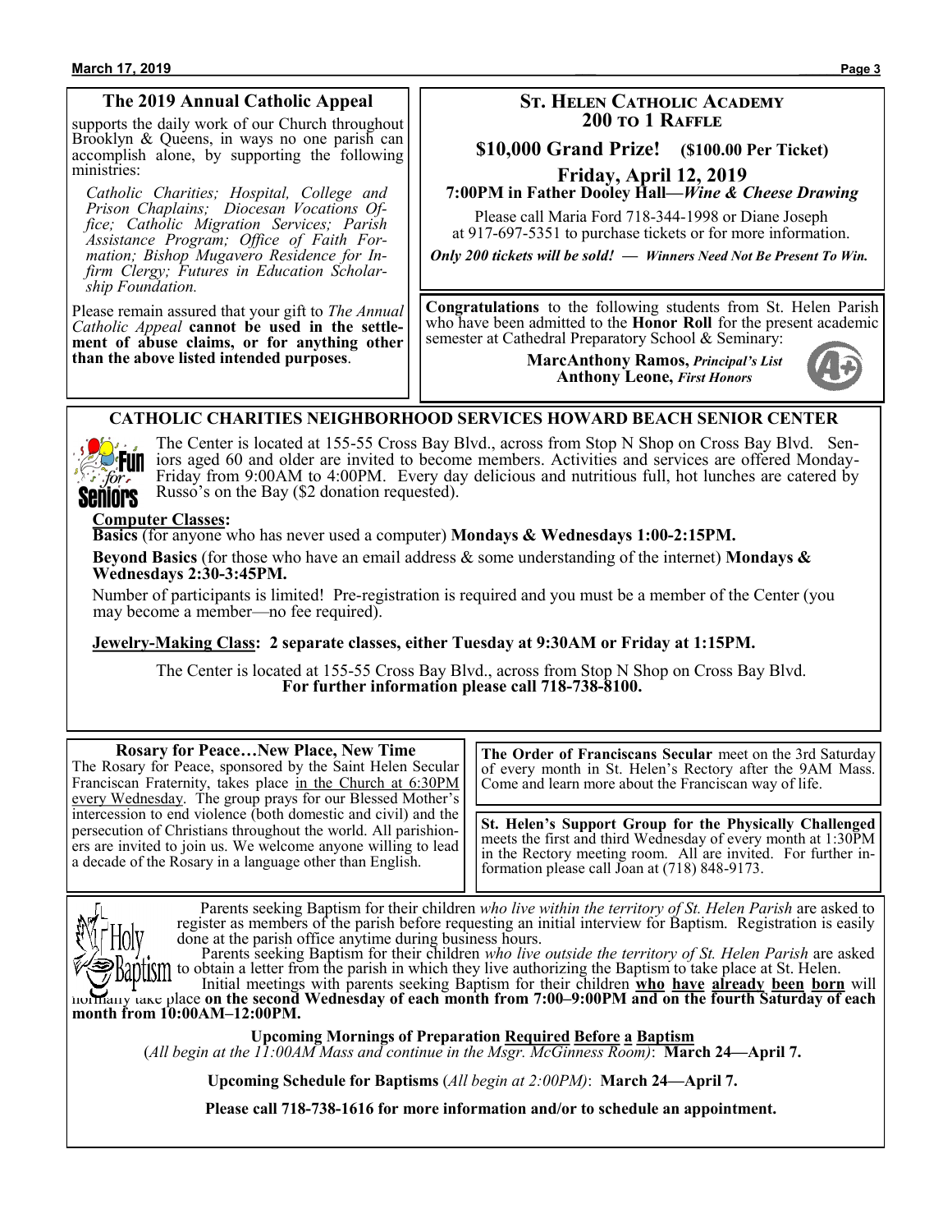## The 2019 Annual Catholic Appeal

supports the daily work of our Church throughout Brooklyn & Queens, in ways no one parish can accomplish alone, by supporting the following ministries:

*Catholic Charities; Hospital, College and Prison Chaplains; Diocesan Vocations Office; Catholic Migration Services; Parish Assistance Program; Office of Faith Formation; Bishop Mugavero Residence for Infirm Clergy; Futures in Education Scholarship Foundation.*

Please remain assured that your gift to *The Annual Catholic Appeal* **cannot be used in the settlement of abuse claims, or for anything other than the above listed intended purposes**.

## St. Helen Catholic Academy 200 to 1 Raffle

**$10,000 Grand Prize! ($100.00 Per Ticket)**

**Friday, April 12, 2019**
**7:00PM in Father Dooley Hall—*Wine & Cheese Drawing***

Please call Maria Ford 718-344-1998 or Diane Joseph at 917-697-5351 to purchase tickets or for more information.

***Only 200 tickets will be sold! — Winners Need Not Be Present To Win.***

**Congratulations** to the following students from St. Helen Parish who have been admitted to the **Honor Roll** for the present academic semester at Cathedral Preparatory School & Seminary:

**MarcAnthony Ramos, *Principal's List***
**Anthony Leone, *First Honors***

## CATHOLIC CHARITIES NEIGHBORHOOD SERVICES HOWARD BEACH SENIOR CENTER

The Center is located at 155-55 Cross Bay Blvd., across from Stop N Shop on Cross Bay Blvd. Seniors aged 60 and older are invited to become members. Activities and services are offered Monday-Friday from 9:00AM to 4:00PM. Every day delicious and nutritious full, hot lunches are catered by Russo's on the Bay ($2 donation requested).

**Computer Classes:**

**Basics** (for anyone who has never used a computer) **Mondays & Wednesdays 1:00-2:15PM.**

**Beyond Basics** (for those who have an email address & some understanding of the internet) **Mondays & Wednesdays 2:30-3:45PM.**

Number of participants is limited! Pre-registration is required and you must be a member of the Center (you may become a member—no fee required).

**Jewelry-Making Class: 2 separate classes, either Tuesday at 9:30AM or Friday at 1:15PM.**

The Center is located at 155-55 Cross Bay Blvd., across from Stop N Shop on Cross Bay Blvd.
**For further information please call 718-738-8100.**

## Rosary for Peace…New Place, New Time

The Rosary for Peace, sponsored by the Saint Helen Secular Franciscan Fraternity, takes place in the Church at 6:30PM every Wednesday. The group prays for our Blessed Mother's intercession to end violence (both domestic and civil) and the persecution of Christians throughout the world. All parishioners are invited to join us. We welcome anyone willing to lead a decade of the Rosary in a language other than English.

**The Order of Franciscans Secular** meet on the 3rd Saturday of every month in St. Helen's Rectory after the 9AM Mass. Come and learn more about the Franciscan way of life.

**St. Helen's Support Group for the Physically Challenged** meets the first and third Wednesday of every month at 1:30PM in the Rectory meeting room. All are invited. For further information please call Joan at (718) 848-9173.

## Holy Baptism

Parents seeking Baptism for their children *who live within the territory of St. Helen Parish* are asked to register as members of the parish before requesting an initial interview for Baptism. Registration is easily done at the parish office anytime during business hours.

Parents seeking Baptism for their children *who live outside the territory of St. Helen Parish* are asked to obtain a letter from the parish in which they live authorizing the Baptism to take place at St. Helen.

Initial meetings with parents seeking Baptism for their children **who have already been born** will normally take place **on the second Wednesday of each month from 7:00–9:00PM and on the fourth Saturday of each month from 10:00AM–12:00PM.**

**Upcoming Mornings of Preparation Required Before a Baptism**
(*All begin at the 11:00AM Mass and continue in the Msgr. McGinness Room)*: **March 24—April 7.**

**Upcoming Schedule for Baptisms** (*All begin at 2:00PM)*: **March 24—April 7.**

**Please call 718-738-1616 for more information and/or to schedule an appointment.**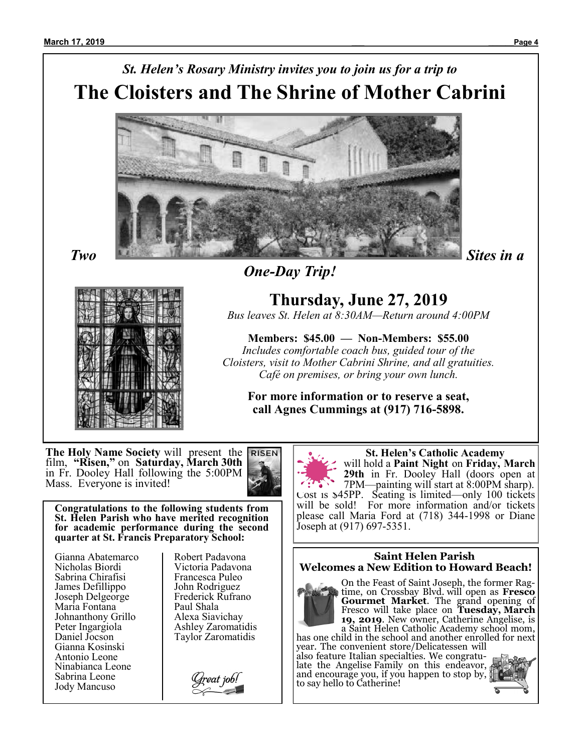*St. Helen's Rosary Ministry invites you to join us for a trip to*

# The Cloisters and The Shrine of Mother Cabrini

***Two Sites in a One-Day Trip!***

## Thursday, June 27, 2019

*Bus leaves St. Helen at 8:30AM—Return around 4:00PM*

**Members: $45.00 — Non-Members: $55.00**

*Includes comfortable coach bus, guided tour of the Cloisters, visit to Mother Cabrini Shrine, and all gratuities. Café on premises, or bring your own lunch.*

**For more information or to reserve a seat, call Agnes Cummings at (917) 716-5898.**

---

**The Holy Name Society** will present the film, **"Risen,"** on **Saturday, March 30th** in Fr. Dooley Hall following the 5:00PM Mass. Everyone is invited!

---

**Congratulations to the following students from St. Helen Parish who have merited recognition for academic performance during the second quarter at St. Francis Preparatory School:**

- Gianna Abatemarco
- Nicholas Biordi
- Sabrina Chirafisi
- James Defillippo
- Joseph Delgeorge
- Maria Fontana
- Johnanthony Grillo
- Peter Ingargiola
- Daniel Jocson
- Gianna Kosinski
- Antonio Leone
- Ninabianca Leone
- Sabrina Leone
- Jody Mancuso
- Robert Padavona
- Victoria Padavona
- Francesca Puleo
- John Rodriguez
- Frederick Rufrano
- Paul Shala
- Alexa Siavichay
- Ashley Zaromatidis
- Taylor Zaromatidis

*Great job!*

---

**St. Helen's Catholic Academy** will hold a **Paint Night** on **Friday, March 29th** in Fr. Dooley Hall (doors open at 7PM—painting will start at 8:00PM sharp). Cost is $45PP. Seating is limited—only 100 tickets will be sold! For more information and/or tickets please call Maria Ford at (718) 344-1998 or Diane Joseph at (917) 697-5351.

---

### Saint Helen Parish Welcomes a New Edition to Howard Beach!

On the Feast of Saint Joseph, the former Ragtime, on Crossbay Blvd. will open as **Fresco Gourmet Market**. The grand opening of Fresco will take place on **Tuesday, March 19, 2019**. New owner, Catherine Angelise, is a Saint Helen Catholic Academy school mom, has one child in the school and another enrolled for next year. The convenient store/Delicatessen will also feature Italian specialties. We congratulate the Angelise Family on this endeavor, and encourage you, if you happen to stop by, to say hello to Catherine!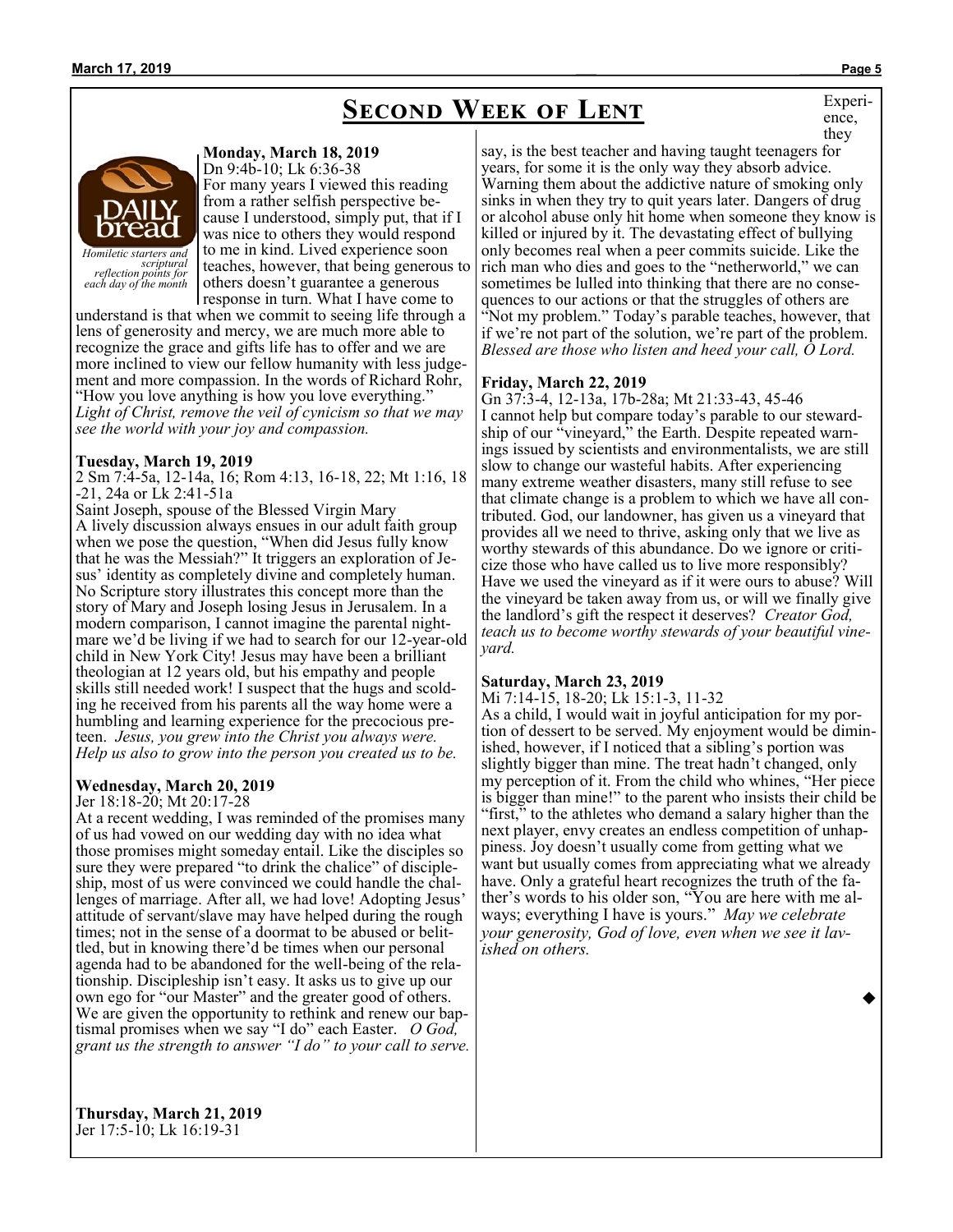# Second Week of Lent

*Homiletic starters and scriptural reflection points for each day of the month*

**Monday, March 18, 2019**
Dn 9:4b-10; Lk 6:36-38
For many years I viewed this reading from a rather selfish perspective because I understood, simply put, that if I was nice to others they would respond to me in kind. Lived experience soon teaches, however, that being generous to others doesn't guarantee a generous response in turn. What I have come to understand is that when we commit to seeing life through a lens of generosity and mercy, we are much more able to recognize the grace and gifts life has to offer and we are more inclined to view our fellow humanity with less judgement and more compassion. In the words of Richard Rohr, "How you love anything is how you love everything." *Light of Christ, remove the veil of cynicism so that we may see the world with your joy and compassion.*

**Tuesday, March 19, 2019**
2 Sm 7:4-5a, 12-14a, 16; Rom 4:13, 16-18, 22; Mt 1:16, 18-21, 24a or Lk 2:41-51a
Saint Joseph, spouse of the Blessed Virgin Mary
A lively discussion always ensues in our adult faith group when we pose the question, "When did Jesus fully know that he was the Messiah?" It triggers an exploration of Jesus' identity as completely divine and completely human. No Scripture story illustrates this concept more than the story of Mary and Joseph losing Jesus in Jerusalem. In a modern comparison, I cannot imagine the parental nightmare we'd be living if we had to search for our 12-year-old child in New York City! Jesus may have been a brilliant theologian at 12 years old, but his empathy and people skills still needed work! I suspect that the hugs and scolding he received from his parents all the way home were a humbling and learning experience for the precocious preteen. *Jesus, you grew into the Christ you always were. Help us also to grow into the person you created us to be.*

**Wednesday, March 20, 2019**
Jer 18:18-20; Mt 20:17-28
At a recent wedding, I was reminded of the promises many of us had vowed on our wedding day with no idea what those promises might someday entail. Like the disciples so sure they were prepared "to drink the chalice" of discipleship, most of us were convinced we could handle the challenges of marriage. After all, we had love! Adopting Jesus' attitude of servant/slave may have helped during the rough times; not in the sense of a doormat to be abused or belittled, but in knowing there'd be times when our personal agenda had to be abandoned for the well-being of the relationship. Discipleship isn't easy. It asks us to give up our own ego for "our Master" and the greater good of others. We are given the opportunity to rethink and renew our baptismal promises when we say "I do" each Easter. *O God, grant us the strength to answer "I do" to your call to serve.*

**Thursday, March 21, 2019**
Jer 17:5-10; Lk 16:19-31
Experience, they say, is the best teacher and having taught teenagers for years, for some it is the only way they absorb advice. Warning them about the addictive nature of smoking only sinks in when they try to quit years later. Dangers of drug or alcohol abuse only hit home when someone they know is killed or injured by it. The devastating effect of bullying only becomes real when a peer commits suicide. Like the rich man who dies and goes to the "netherworld," we can sometimes be lulled into thinking that there are no consequences to our actions or that the struggles of others are "Not my problem." Today's parable teaches, however, that if we're not part of the solution, we're part of the problem. *Blessed are those who listen and heed your call, O Lord.*

**Friday, March 22, 2019**
Gn 37:3-4, 12-13a, 17b-28a; Mt 21:33-43, 45-46
I cannot help but compare today's parable to our stewardship of our "vineyard," the Earth. Despite repeated warnings issued by scientists and environmentalists, we are still slow to change our wasteful habits. After experiencing many extreme weather disasters, many still refuse to see that climate change is a problem to which we have all contributed. God, our landowner, has given us a vineyard that provides all we need to thrive, asking only that we live as worthy stewards of this abundance. Do we ignore or criticize those who have called us to live more responsibly? Have we used the vineyard as if it were ours to abuse? Will the vineyard be taken away from us, or will we finally give the landlord's gift the respect it deserves? *Creator God, teach us to become worthy stewards of your beautiful vineyard.*

**Saturday, March 23, 2019**
Mi 7:14-15, 18-20; Lk 15:1-3, 11-32
As a child, I would wait in joyful anticipation for my portion of dessert to be served. My enjoyment would be diminished, however, if I noticed that a sibling's portion was slightly bigger than mine. The treat hadn't changed, only my perception of it. From the child who whines, "Her piece is bigger than mine!" to the parent who insists their child be "first," to the athletes who demand a salary higher than the next player, envy creates an endless competition of unhappiness. Joy doesn't usually come from getting what we want but usually comes from appreciating what we already have. Only a grateful heart recognizes the truth of the father's words to his older son, "You are here with me always; everything I have is yours." *May we celebrate your generosity, God of love, even when we see it lavished on others.*

◆